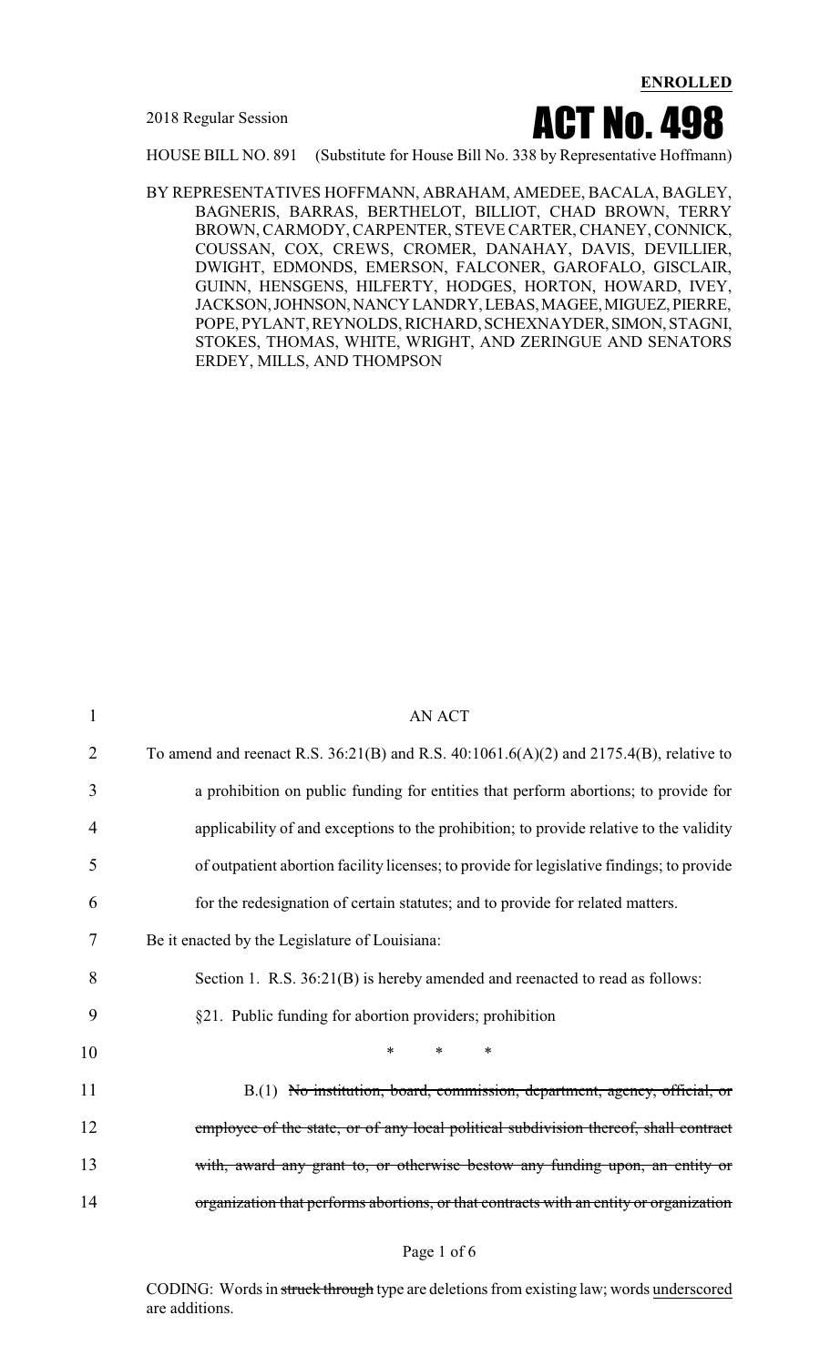**ENROLLED**

2018 Regular Session

# ACT No. 498

HOUSE BILL NO. 891 (Substitute for House Bill No. 338 by Representative Hoffmann)

BY REPRESENTATIVES HOFFMANN, ABRAHAM, AMEDEE, BACALA, BAGLEY, BAGNERIS, BARRAS, BERTHELOT, BILLIOT, CHAD BROWN, TERRY BROWN, CARMODY, CARPENTER, STEVE CARTER, CHANEY, CONNICK, COUSSAN, COX, CREWS, CROMER, DANAHAY, DAVIS, DEVILLIER, DWIGHT, EDMONDS, EMERSON, FALCONER, GAROFALO, GISCLAIR, GUINN, HENSGENS, HILFERTY, HODGES, HORTON, HOWARD, IVEY, JACKSON, JOHNSON, NANCY LANDRY, LEBAS, MAGEE, MIGUEZ, PIERRE, POPE, PYLANT, REYNOLDS, RICHARD, SCHEXNAYDER, SIMON, STAGNI, STOKES, THOMAS, WHITE, WRIGHT, AND ZERINGUE AND SENATORS ERDEY, MILLS, AND THOMPSON

AN ACT

To amend and reenact R.S. 36:21(B) and R.S. 40:1061.6(A)(2) and 2175.4(B), relative to a prohibition on public funding for entities that perform abortions; to provide for applicability of and exceptions to the prohibition; to provide relative to the validity of outpatient abortion facility licenses; to provide for legislative findings; to provide for the redesignation of certain statutes; and to provide for related matters.

Be it enacted by the Legislature of Louisiana:

Section 1. R.S. 36:21(B) is hereby amended and reenacted to read as follows:

§21. Public funding for abortion providers; prohibition

\* \* \*

B.(1) ~~No institution, board, commission, department, agency, official, or employee of the state, or of any local political subdivision thereof, shall contract with, award any grant to, or otherwise bestow any funding upon, an entity or organization that performs abortions, or that contracts with an entity or organization~~

CODING: Words in ~~struck through~~ type are deletions from existing law; words underscored are additions.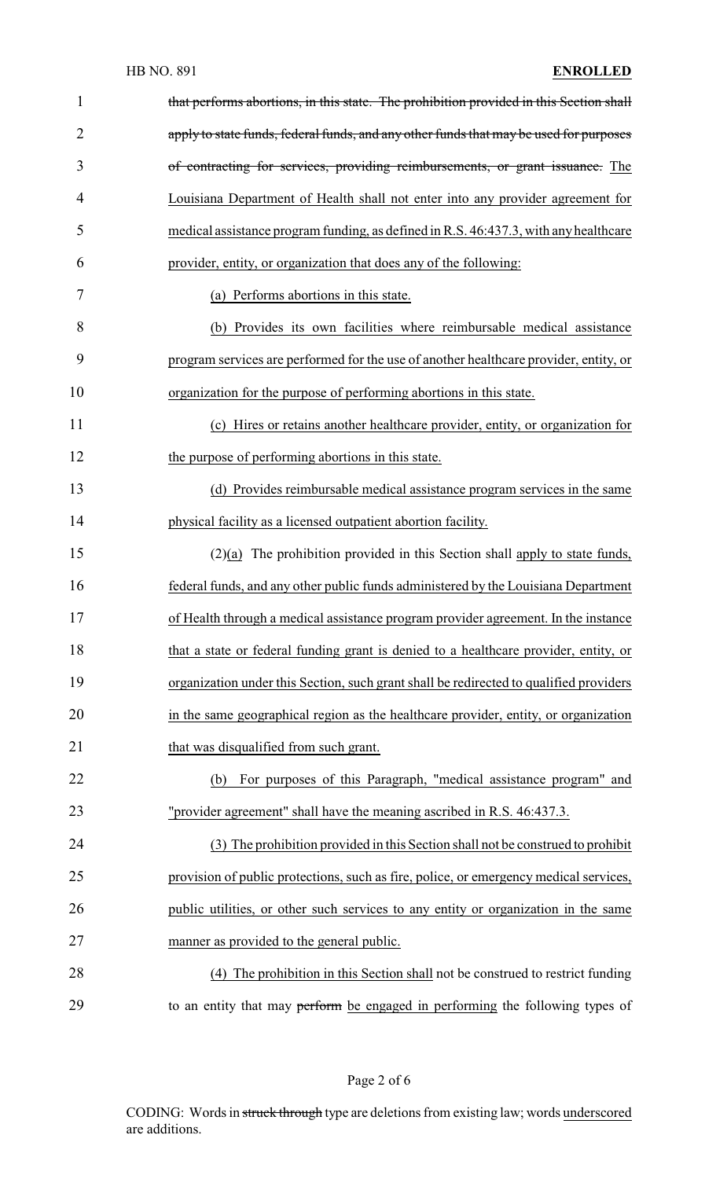~~that performs abortions, in this state. The prohibition provided in this Section shall apply to state funds, federal funds, and any other funds that may be used for purposes of contracting for services, providing reimbursements, or grant issuance.~~ <u>The Louisiana Department of Health shall not enter into any provider agreement for medical assistance program funding, as defined in R.S. 46:437.3, with any healthcare provider, entity, or organization that does any of the following:</u>

<u>(a) Performs abortions in this state.</u>

<u>(b) Provides its own facilities where reimbursable medical assistance program services are performed for the use of another healthcare provider, entity, or organization for the purpose of performing abortions in this state.</u>

<u>(c) Hires or retains another healthcare provider, entity, or organization for the purpose of performing abortions in this state.</u>

<u>(d) Provides reimbursable medical assistance program services in the same physical facility as a licensed outpatient abortion facility.</u>

<u>(2)(a)</u> The prohibition provided in this Section shall <u>apply to state funds, federal funds, and any other public funds administered by the Louisiana Department of Health through a medical assistance program provider agreement. In the instance that a state or federal funding grant is denied to a healthcare provider, entity, or organization under this Section, such grant shall be redirected to qualified providers in the same geographical region as the healthcare provider, entity, or organization that was disqualified from such grant.</u>

<u>(b) For purposes of this Paragraph, "medical assistance program" and "provider agreement" shall have the meaning ascribed in R.S. 46:437.3.</u>

<u>(3) The prohibition provided in this Section shall not be construed to prohibit provision of public protections, such as fire, police, or emergency medical services, public utilities, or other such services to any entity or organization in the same manner as provided to the general public.</u>

<u>(4) The prohibition in this Section shall</u> not be construed to restrict funding to an entity that may ~~perform~~ <u>be engaged in performing</u> the following types of

CODING: Words in ~~struck through~~ type are deletions from existing law; words <u>underscored</u> are additions.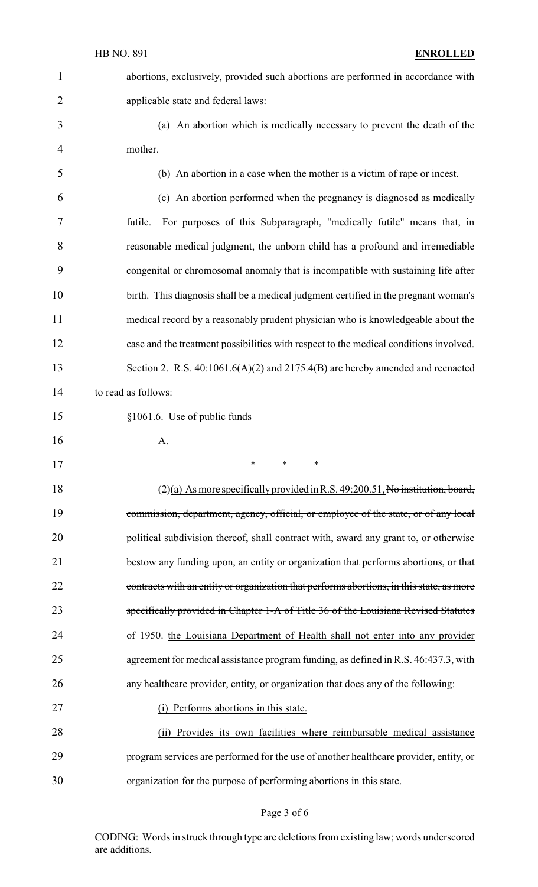abortions, exclusively, provided such abortions are performed in accordance with applicable state and federal laws:

(a) An abortion which is medically necessary to prevent the death of the mother.

(b) An abortion in a case when the mother is a victim of rape or incest.

(c) An abortion performed when the pregnancy is diagnosed as medically futile. For purposes of this Subparagraph, "medically futile" means that, in reasonable medical judgment, the unborn child has a profound and irremediable congenital or chromosomal anomaly that is incompatible with sustaining life after birth. This diagnosis shall be a medical judgment certified in the pregnant woman's medical record by a reasonably prudent physician who is knowledgeable about the case and the treatment possibilities with respect to the medical conditions involved.

Section 2. R.S. 40:1061.6(A)(2) and 2175.4(B) are hereby amended and reenacted to read as follows:

§1061.6. Use of public funds

A.

\* \* \*

(2)(a) As more specifically provided in R.S. 49:200.51, ~~No institution, board, commission, department, agency, official, or employee of the state, or of any local political subdivision thereof, shall contract with, award any grant to, or otherwise bestow any funding upon, an entity or organization that performs abortions, or that contracts with an entity or organization that performs abortions, in this state, as more specifically provided in Chapter 1-A of Title 36 of the Louisiana Revised Statutes of 1950.~~ the Louisiana Department of Health shall not enter into any provider agreement for medical assistance program funding, as defined in R.S. 46:437.3, with any healthcare provider, entity, or organization that does any of the following:

(i) Performs abortions in this state.

(ii) Provides its own facilities where reimbursable medical assistance program services are performed for the use of another healthcare provider, entity, or organization for the purpose of performing abortions in this state.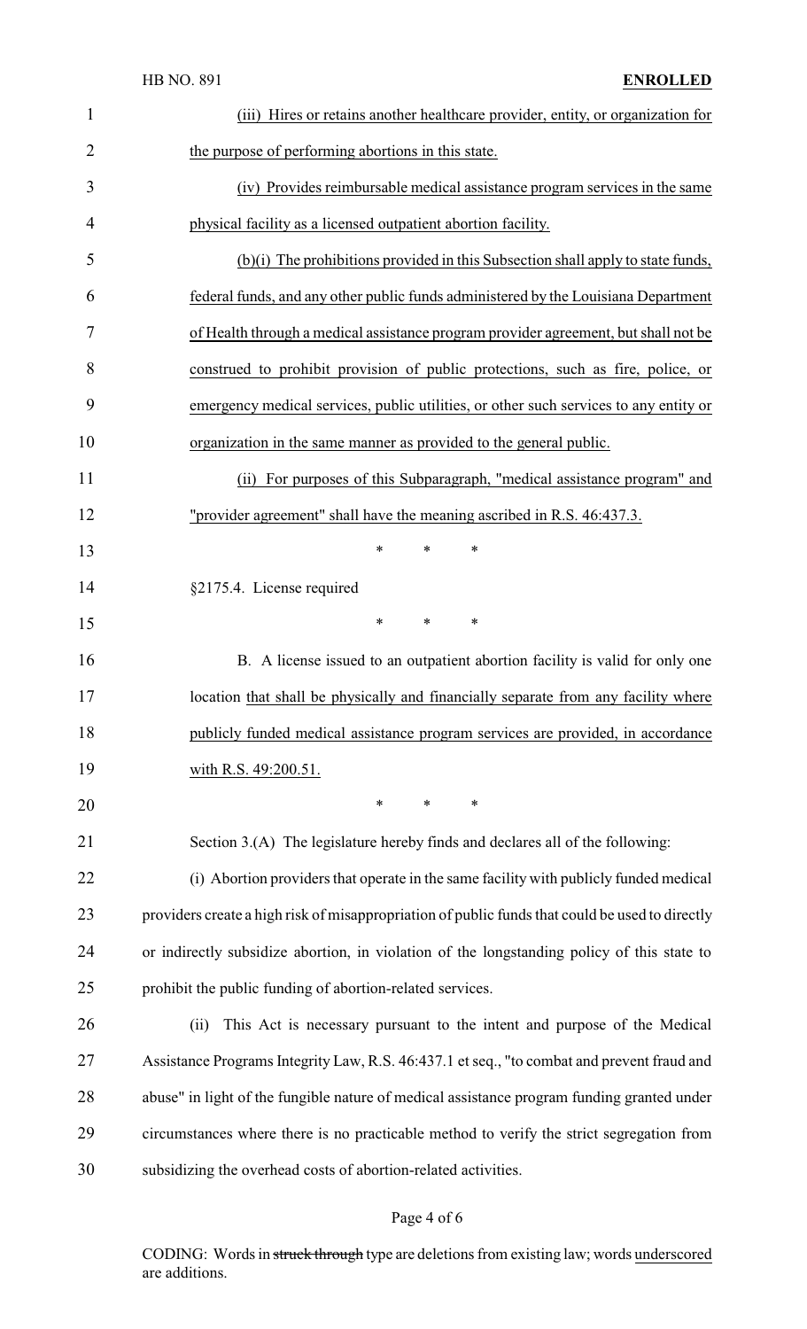(iii) Hires or retains another healthcare provider, entity, or organization for the purpose of performing abortions in this state.

(iv) Provides reimbursable medical assistance program services in the same physical facility as a licensed outpatient abortion facility.

(b)(i) The prohibitions provided in this Subsection shall apply to state funds, federal funds, and any other public funds administered by the Louisiana Department of Health through a medical assistance program provider agreement, but shall not be construed to prohibit provision of public protections, such as fire, police, or emergency medical services, public utilities, or other such services to any entity or organization in the same manner as provided to the general public.

(ii) For purposes of this Subparagraph, "medical assistance program" and "provider agreement" shall have the meaning ascribed in R.S. 46:437.3.

\* \* \*

§2175.4. License required

\* \* \*

B. A license issued to an outpatient abortion facility is valid for only one location that shall be physically and financially separate from any facility where publicly funded medical assistance program services are provided, in accordance with R.S. 49:200.51.

\* \* \*

Section 3.(A) The legislature hereby finds and declares all of the following:

(i) Abortion providers that operate in the same facility with publicly funded medical providers create a high risk of misappropriation of public funds that could be used to directly or indirectly subsidize abortion, in violation of the longstanding policy of this state to prohibit the public funding of abortion-related services.

(ii) This Act is necessary pursuant to the intent and purpose of the Medical Assistance Programs Integrity Law, R.S. 46:437.1 et seq., "to combat and prevent fraud and abuse" in light of the fungible nature of medical assistance program funding granted under circumstances where there is no practicable method to verify the strict segregation from subsidizing the overhead costs of abortion-related activities.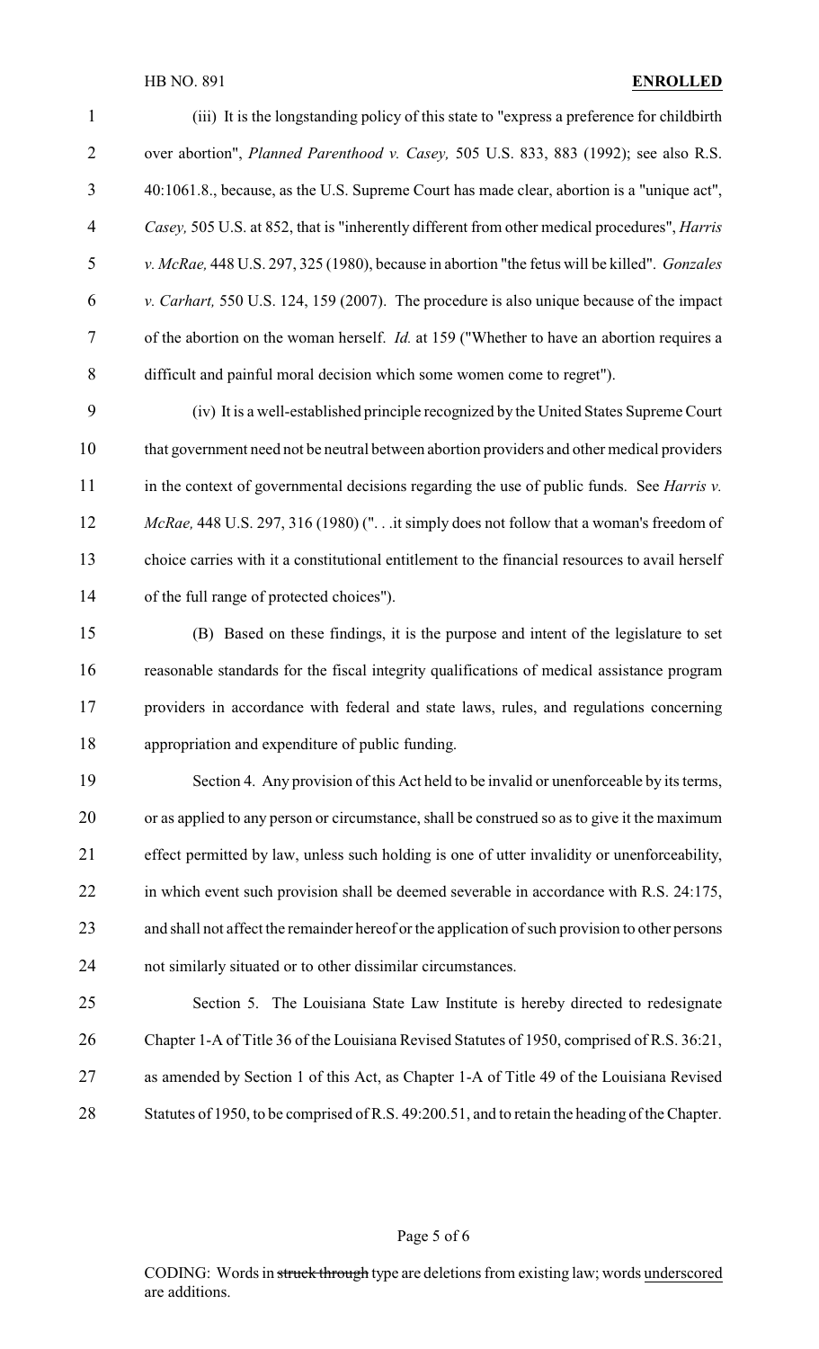(iii) It is the longstanding policy of this state to "express a preference for childbirth over abortion", *Planned Parenthood v. Casey,* 505 U.S. 833, 883 (1992); see also R.S. 40:1061.8., because, as the U.S. Supreme Court has made clear, abortion is a "unique act", *Casey,* 505 U.S. at 852, that is "inherently different from other medical procedures", *Harris v. McRae,* 448 U.S. 297, 325 (1980), because in abortion "the fetus will be killed". *Gonzales v. Carhart,* 550 U.S. 124, 159 (2007). The procedure is also unique because of the impact of the abortion on the woman herself. *Id.* at 159 ("Whether to have an abortion requires a difficult and painful moral decision which some women come to regret").

(iv) It is a well-established principle recognized by the United States Supreme Court that government need not be neutral between abortion providers and other medical providers in the context of governmental decisions regarding the use of public funds. See *Harris v. McRae,* 448 U.S. 297, 316 (1980) (". . .it simply does not follow that a woman's freedom of choice carries with it a constitutional entitlement to the financial resources to avail herself of the full range of protected choices").

(B) Based on these findings, it is the purpose and intent of the legislature to set reasonable standards for the fiscal integrity qualifications of medical assistance program providers in accordance with federal and state laws, rules, and regulations concerning appropriation and expenditure of public funding.

Section 4. Any provision of this Act held to be invalid or unenforceable by its terms, or as applied to any person or circumstance, shall be construed so as to give it the maximum effect permitted by law, unless such holding is one of utter invalidity or unenforceability, in which event such provision shall be deemed severable in accordance with R.S. 24:175, and shall not affect the remainder hereof or the application of such provision to other persons not similarly situated or to other dissimilar circumstances.

Section 5. The Louisiana State Law Institute is hereby directed to redesignate Chapter 1-A of Title 36 of the Louisiana Revised Statutes of 1950, comprised of R.S. 36:21, as amended by Section 1 of this Act, as Chapter 1-A of Title 49 of the Louisiana Revised Statutes of 1950, to be comprised of R.S. 49:200.51, and to retain the heading of the Chapter.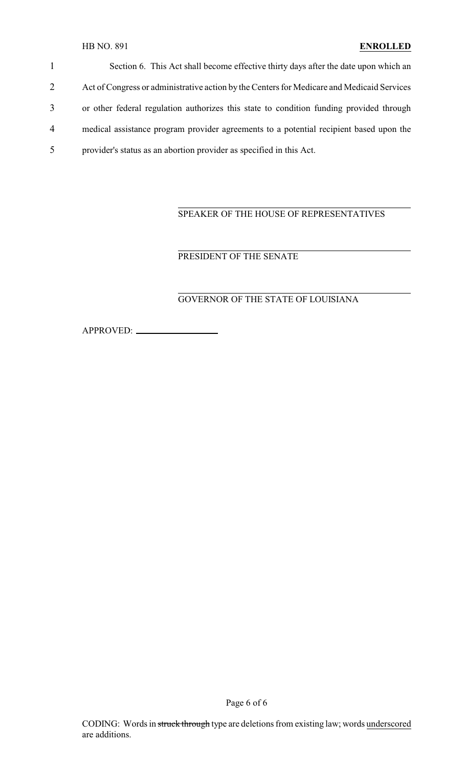Section 6. This Act shall become effective thirty days after the date upon which an Act of Congress or administrative action by the Centers for Medicare and Medicaid Services or other federal regulation authorizes this state to condition funding provided through medical assistance program provider agreements to a potential recipient based upon the provider's status as an abortion provider as specified in this Act.

SPEAKER OF THE HOUSE OF REPRESENTATIVES

PRESIDENT OF THE SENATE

GOVERNOR OF THE STATE OF LOUISIANA

APPROVED: ____________________

CODING: Words in ~~struck through~~ type are deletions from existing law; words underscored are additions.